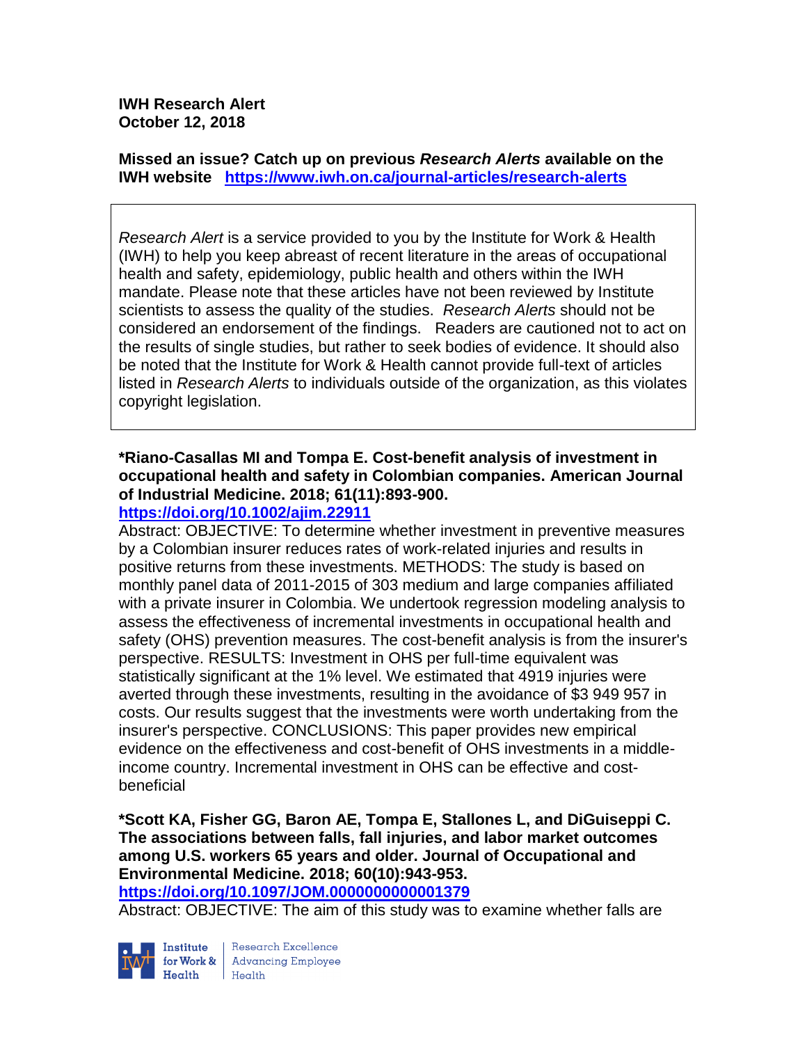**IWH Research Alert**
**October 12, 2018**

**Missed an issue? Catch up on previous *Research Alerts* available on the IWH website** https://www.iwh.on.ca/journal-articles/research-alerts

*Research Alert* is a service provided to you by the Institute for Work & Health (IWH) to help you keep abreast of recent literature in the areas of occupational health and safety, epidemiology, public health and others within the IWH mandate. Please note that these articles have not been reviewed by Institute scientists to assess the quality of the studies. *Research Alerts* should not be considered an endorsement of the findings. Readers are cautioned not to act on the results of single studies, but rather to seek bodies of evidence. It should also be noted that the Institute for Work & Health cannot provide full-text of articles listed in *Research Alerts* to individuals outside of the organization, as this violates copyright legislation.

**\*Riano-Casallas MI and Tompa E. Cost-benefit analysis of investment in occupational health and safety in Colombian companies. American Journal of Industrial Medicine. 2018; 61(11):893-900.**
https://doi.org/10.1002/ajim.22911

Abstract: OBJECTIVE: To determine whether investment in preventive measures by a Colombian insurer reduces rates of work-related injuries and results in positive returns from these investments. METHODS: The study is based on monthly panel data of 2011-2015 of 303 medium and large companies affiliated with a private insurer in Colombia. We undertook regression modeling analysis to assess the effectiveness of incremental investments in occupational health and safety (OHS) prevention measures. The cost-benefit analysis is from the insurer's perspective. RESULTS: Investment in OHS per full-time equivalent was statistically significant at the 1% level. We estimated that 4919 injuries were averted through these investments, resulting in the avoidance of $3 949 957 in costs. Our results suggest that the investments were worth undertaking from the insurer's perspective. CONCLUSIONS: This paper provides new empirical evidence on the effectiveness and cost-benefit of OHS investments in a middle-income country. Incremental investment in OHS can be effective and cost-beneficial

**\*Scott KA, Fisher GG, Baron AE, Tompa E, Stallones L, and DiGuiseppi C. The associations between falls, fall injuries, and labor market outcomes among U.S. workers 65 years and older. Journal of Occupational and Environmental Medicine. 2018; 60(10):943-953.**
https://doi.org/10.1097/JOM.0000000000001379

Abstract: OBJECTIVE: The aim of this study was to examine whether falls are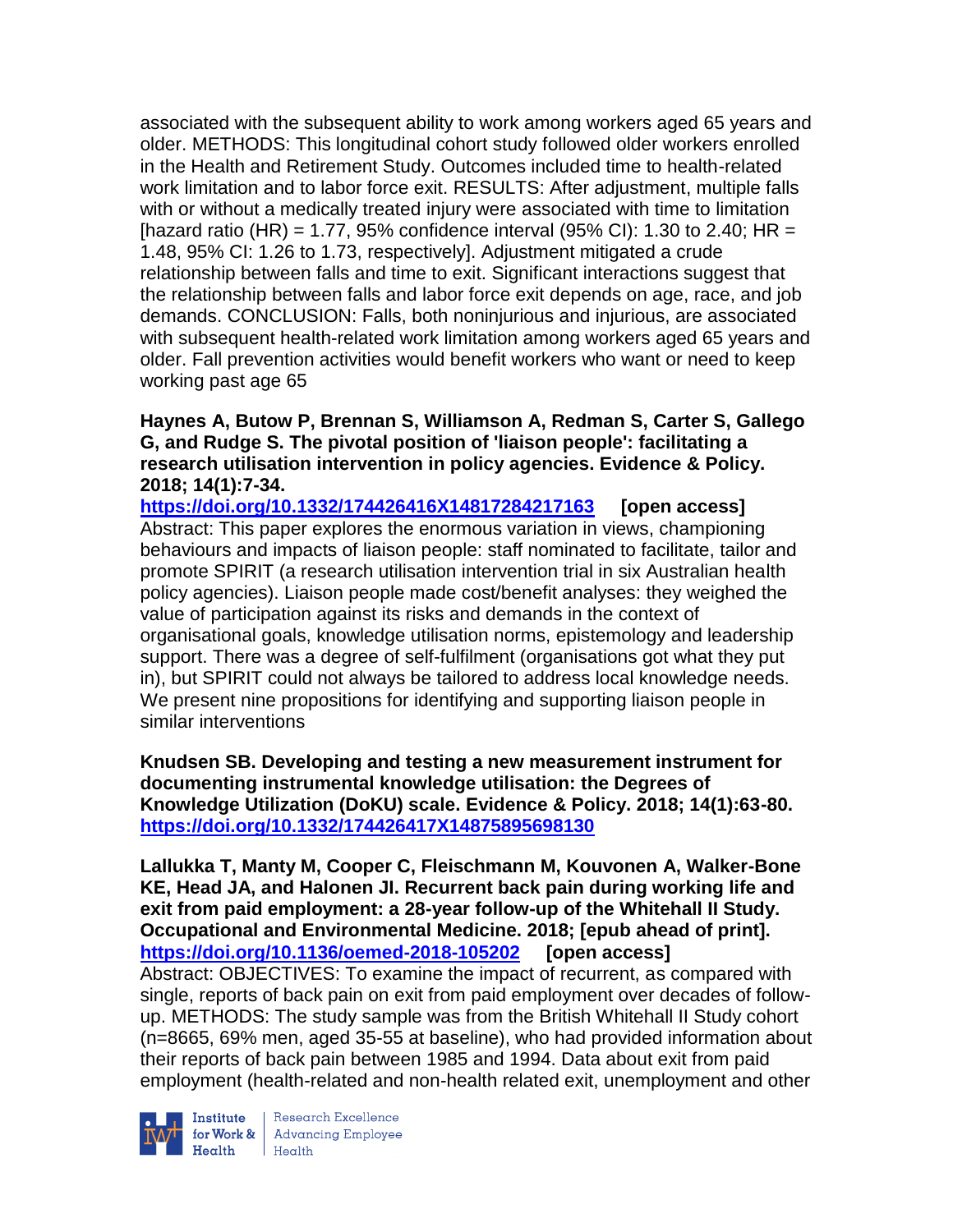associated with the subsequent ability to work among workers aged 65 years and older. METHODS: This longitudinal cohort study followed older workers enrolled in the Health and Retirement Study. Outcomes included time to health-related work limitation and to labor force exit. RESULTS: After adjustment, multiple falls with or without a medically treated injury were associated with time to limitation [hazard ratio (HR) = 1.77, 95% confidence interval (95% CI): 1.30 to 2.40; HR = 1.48, 95% CI: 1.26 to 1.73, respectively]. Adjustment mitigated a crude relationship between falls and time to exit. Significant interactions suggest that the relationship between falls and labor force exit depends on age, race, and job demands. CONCLUSION: Falls, both noninjurious and injurious, are associated with subsequent health-related work limitation among workers aged 65 years and older. Fall prevention activities would benefit workers who want or need to keep working past age 65

**Haynes A, Butow P, Brennan S, Williamson A, Redman S, Carter S, Gallego G, and Rudge S. The pivotal position of 'liaison people': facilitating a research utilisation intervention in policy agencies. Evidence & Policy. 2018; 14(1):7-34.**
**https://doi.org/10.1332/174426416X14817284217163** **[open access]**
Abstract: This paper explores the enormous variation in views, championing behaviours and impacts of liaison people: staff nominated to facilitate, tailor and promote SPIRIT (a research utilisation intervention trial in six Australian health policy agencies). Liaison people made cost/benefit analyses: they weighed the value of participation against its risks and demands in the context of organisational goals, knowledge utilisation norms, epistemology and leadership support. There was a degree of self-fulfilment (organisations got what they put in), but SPIRIT could not always be tailored to address local knowledge needs. We present nine propositions for identifying and supporting liaison people in similar interventions

**Knudsen SB. Developing and testing a new measurement instrument for documenting instrumental knowledge utilisation: the Degrees of Knowledge Utilization (DoKU) scale. Evidence & Policy. 2018; 14(1):63-80.**
**https://doi.org/10.1332/174426417X14875895698130**

**Lallukka T, Manty M, Cooper C, Fleischmann M, Kouvonen A, Walker-Bone KE, Head JA, and Halonen JI. Recurrent back pain during working life and exit from paid employment: a 28-year follow-up of the Whitehall II Study. Occupational and Environmental Medicine. 2018; [epub ahead of print].**
**https://doi.org/10.1136/oemed-2018-105202** **[open access]**
Abstract: OBJECTIVES: To examine the impact of recurrent, as compared with single, reports of back pain on exit from paid employment over decades of follow-up. METHODS: The study sample was from the British Whitehall II Study cohort (n=8665, 69% men, aged 35-55 at baseline), who had provided information about their reports of back pain between 1985 and 1994. Data about exit from paid employment (health-related and non-health related exit, unemployment and other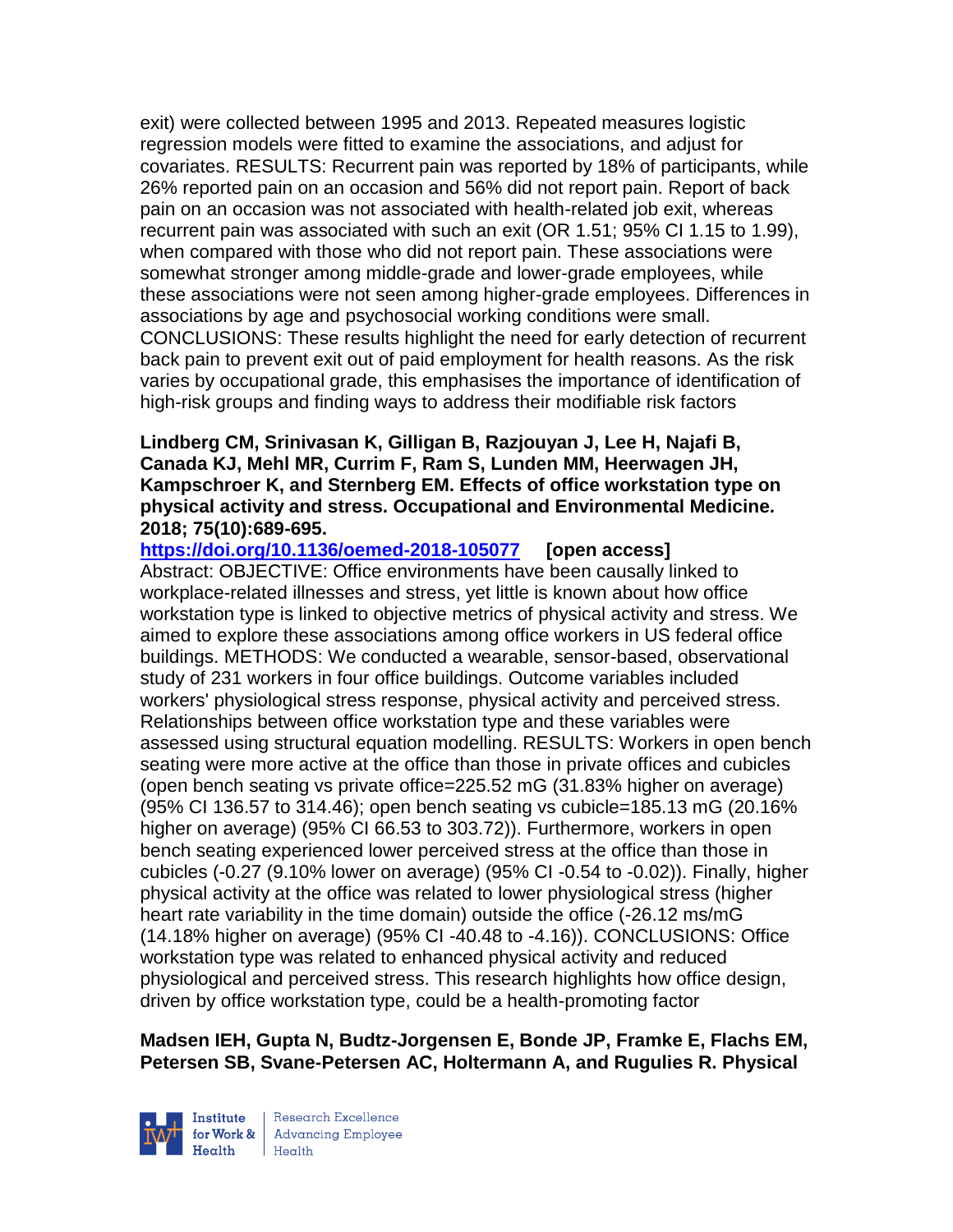exit) were collected between 1995 and 2013. Repeated measures logistic regression models were fitted to examine the associations, and adjust for covariates. RESULTS: Recurrent pain was reported by 18% of participants, while 26% reported pain on an occasion and 56% did not report pain. Report of back pain on an occasion was not associated with health-related job exit, whereas recurrent pain was associated with such an exit (OR 1.51; 95% CI 1.15 to 1.99), when compared with those who did not report pain. These associations were somewhat stronger among middle-grade and lower-grade employees, while these associations were not seen among higher-grade employees. Differences in associations by age and psychosocial working conditions were small. CONCLUSIONS: These results highlight the need for early detection of recurrent back pain to prevent exit out of paid employment for health reasons. As the risk varies by occupational grade, this emphasises the importance of identification of high-risk groups and finding ways to address their modifiable risk factors

**Lindberg CM, Srinivasan K, Gilligan B, Razjouyan J, Lee H, Najafi B, Canada KJ, Mehl MR, Currim F, Ram S, Lunden MM, Heerwagen JH, Kampschroer K, and Sternberg EM. Effects of office workstation type on physical activity and stress. Occupational and Environmental Medicine. 2018; 75(10):689-695.**

**https://doi.org/10.1136/oemed-2018-105077 [open access]**

Abstract: OBJECTIVE: Office environments have been causally linked to workplace-related illnesses and stress, yet little is known about how office workstation type is linked to objective metrics of physical activity and stress. We aimed to explore these associations among office workers in US federal office buildings. METHODS: We conducted a wearable, sensor-based, observational study of 231 workers in four office buildings. Outcome variables included workers' physiological stress response, physical activity and perceived stress. Relationships between office workstation type and these variables were assessed using structural equation modelling. RESULTS: Workers in open bench seating were more active at the office than those in private offices and cubicles (open bench seating vs private office=225.52 mG (31.83% higher on average) (95% CI 136.57 to 314.46); open bench seating vs cubicle=185.13 mG (20.16% higher on average) (95% CI 66.53 to 303.72)). Furthermore, workers in open bench seating experienced lower perceived stress at the office than those in cubicles (-0.27 (9.10% lower on average) (95% CI -0.54 to -0.02)). Finally, higher physical activity at the office was related to lower physiological stress (higher heart rate variability in the time domain) outside the office (-26.12 ms/mG (14.18% higher on average) (95% CI -40.48 to -4.16)). CONCLUSIONS: Office workstation type was related to enhanced physical activity and reduced physiological and perceived stress. This research highlights how office design, driven by office workstation type, could be a health-promoting factor

**Madsen IEH, Gupta N, Budtz-Jorgensen E, Bonde JP, Framke E, Flachs EM, Petersen SB, Svane-Petersen AC, Holtermann A, and Rugulies R. Physical**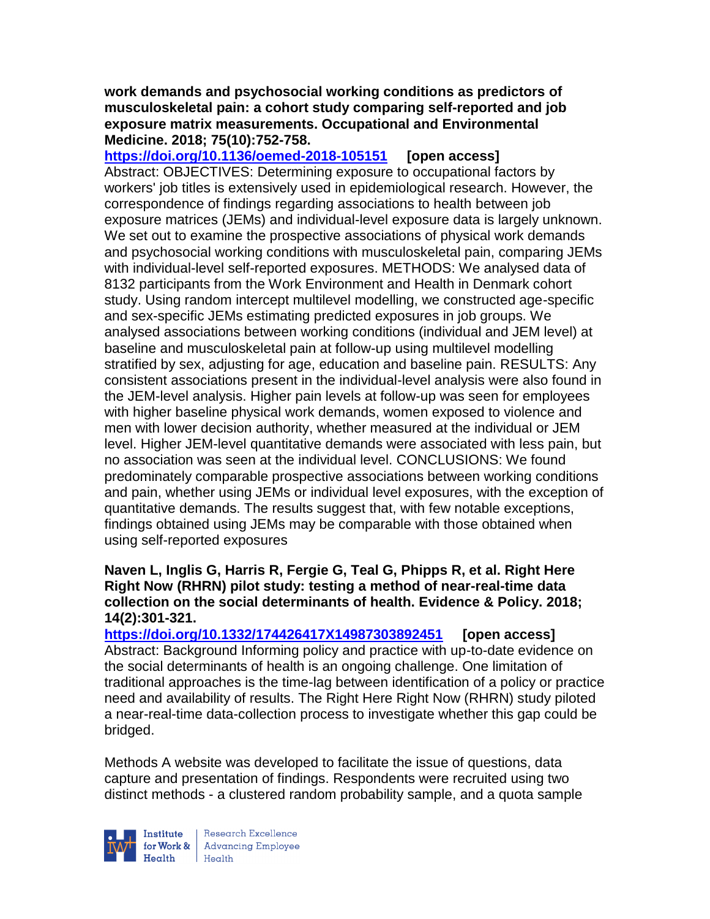**work demands and psychosocial working conditions as predictors of musculoskeletal pain: a cohort study comparing self-reported and job exposure matrix measurements. Occupational and Environmental Medicine. 2018; 75(10):752-758.**

**https://doi.org/10.1136/oemed-2018-105151** **[open access]**

Abstract: OBJECTIVES: Determining exposure to occupational factors by workers' job titles is extensively used in epidemiological research. However, the correspondence of findings regarding associations to health between job exposure matrices (JEMs) and individual-level exposure data is largely unknown. We set out to examine the prospective associations of physical work demands and psychosocial working conditions with musculoskeletal pain, comparing JEMs with individual-level self-reported exposures. METHODS: We analysed data of 8132 participants from the Work Environment and Health in Denmark cohort study. Using random intercept multilevel modelling, we constructed age-specific and sex-specific JEMs estimating predicted exposures in job groups. We analysed associations between working conditions (individual and JEM level) at baseline and musculoskeletal pain at follow-up using multilevel modelling stratified by sex, adjusting for age, education and baseline pain. RESULTS: Any consistent associations present in the individual-level analysis were also found in the JEM-level analysis. Higher pain levels at follow-up was seen for employees with higher baseline physical work demands, women exposed to violence and men with lower decision authority, whether measured at the individual or JEM level. Higher JEM-level quantitative demands were associated with less pain, but no association was seen at the individual level. CONCLUSIONS: We found predominately comparable prospective associations between working conditions and pain, whether using JEMs or individual level exposures, with the exception of quantitative demands. The results suggest that, with few notable exceptions, findings obtained using JEMs may be comparable with those obtained when using self-reported exposures

**Naven L, Inglis G, Harris R, Fergie G, Teal G, Phipps R, et al. Right Here Right Now (RHRN) pilot study: testing a method of near-real-time data collection on the social determinants of health. Evidence & Policy. 2018; 14(2):301-321.**

**https://doi.org/10.1332/174426417X14987303892451** **[open access]**

Abstract: Background Informing policy and practice with up-to-date evidence on the social determinants of health is an ongoing challenge. One limitation of traditional approaches is the time-lag between identification of a policy or practice need and availability of results. The Right Here Right Now (RHRN) study piloted a near-real-time data-collection process to investigate whether this gap could be bridged.

Methods A website was developed to facilitate the issue of questions, data capture and presentation of findings. Respondents were recruited using two distinct methods - a clustered random probability sample, and a quota sample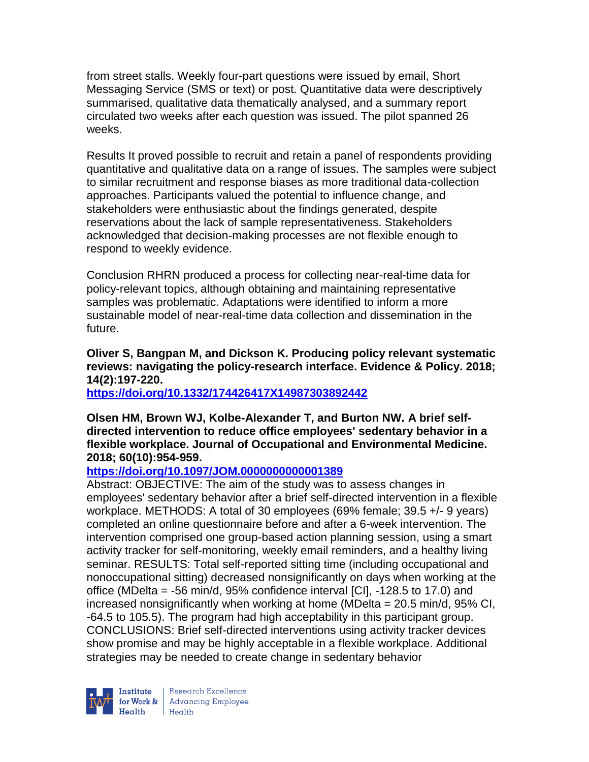from street stalls. Weekly four-part questions were issued by email, Short Messaging Service (SMS or text) or post. Quantitative data were descriptively summarised, qualitative data thematically analysed, and a summary report circulated two weeks after each question was issued. The pilot spanned 26 weeks.

Results It proved possible to recruit and retain a panel of respondents providing quantitative and qualitative data on a range of issues. The samples were subject to similar recruitment and response biases as more traditional data-collection approaches. Participants valued the potential to influence change, and stakeholders were enthusiastic about the findings generated, despite reservations about the lack of sample representativeness. Stakeholders acknowledged that decision-making processes are not flexible enough to respond to weekly evidence.

Conclusion RHRN produced a process for collecting near-real-time data for policy-relevant topics, although obtaining and maintaining representative samples was problematic. Adaptations were identified to inform a more sustainable model of near-real-time data collection and dissemination in the future.

**Oliver S, Bangpan M, and Dickson K. Producing policy relevant systematic reviews: navigating the policy-research interface. Evidence & Policy. 2018; 14(2):197-220.**

**https://doi.org/10.1332/174426417X14987303892442**

**Olsen HM, Brown WJ, Kolbe-Alexander T, and Burton NW. A brief self-directed intervention to reduce office employees' sedentary behavior in a flexible workplace. Journal of Occupational and Environmental Medicine. 2018; 60(10):954-959.**

**https://doi.org/10.1097/JOM.0000000000001389**

Abstract: OBJECTIVE: The aim of the study was to assess changes in employees' sedentary behavior after a brief self-directed intervention in a flexible workplace. METHODS: A total of 30 employees (69% female; 39.5 +/- 9 years) completed an online questionnaire before and after a 6-week intervention. The intervention comprised one group-based action planning session, using a smart activity tracker for self-monitoring, weekly email reminders, and a healthy living seminar. RESULTS: Total self-reported sitting time (including occupational and nonoccupational sitting) decreased nonsignificantly on days when working at the office (MDelta = -56 min/d, 95% confidence interval [CI], -128.5 to 17.0) and increased nonsignificantly when working at home (MDelta = 20.5 min/d, 95% CI, -64.5 to 105.5). The program had high acceptability in this participant group. CONCLUSIONS: Brief self-directed interventions using activity tracker devices show promise and may be highly acceptable in a flexible workplace. Additional strategies may be needed to create change in sedentary behavior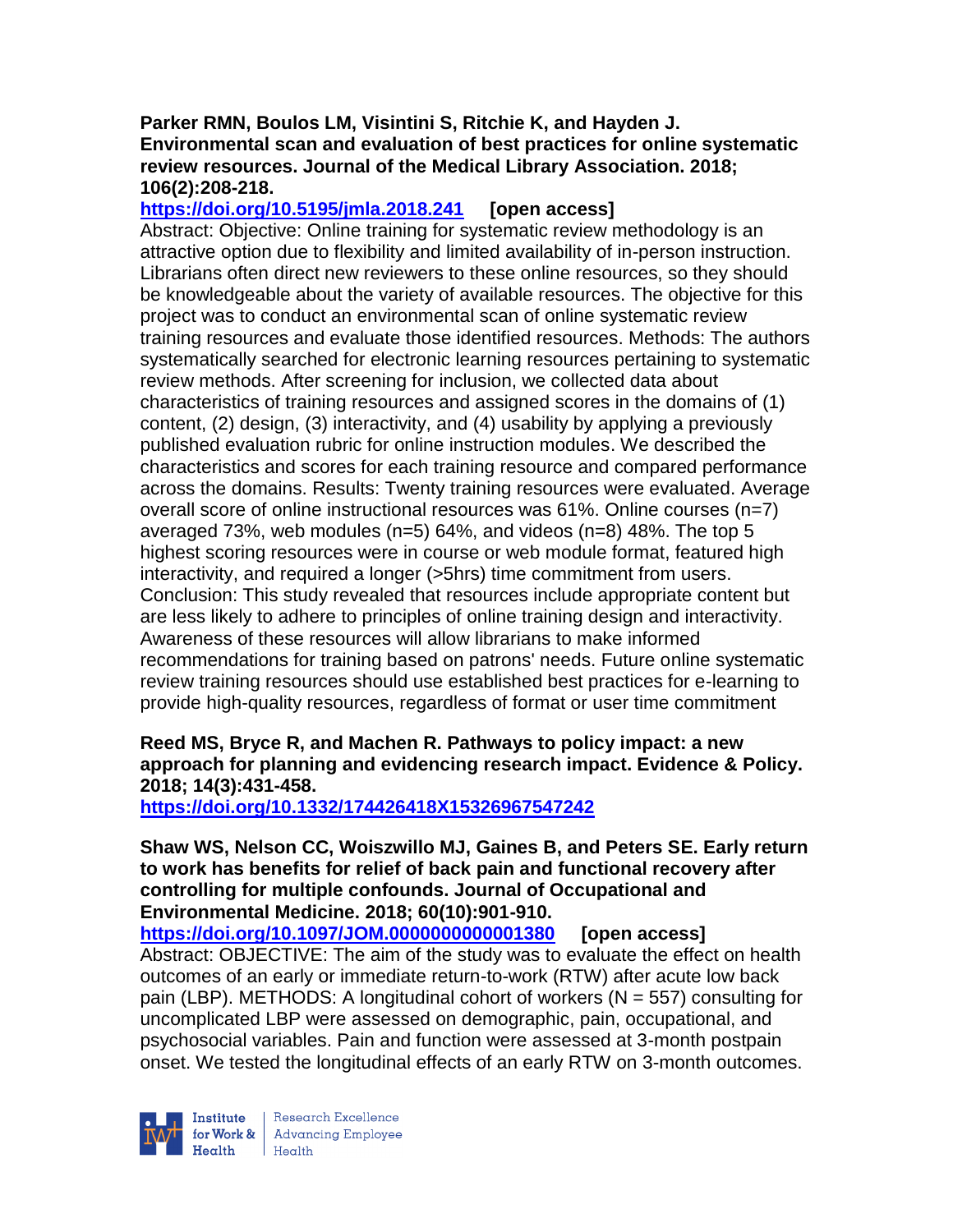**Parker RMN, Boulos LM, Visintini S, Ritchie K, and Hayden J. Environmental scan and evaluation of best practices for online systematic review resources. Journal of the Medical Library Association. 2018; 106(2):208-218.**

**https://doi.org/10.5195/jmla.2018.241 [open access]**

Abstract: Objective: Online training for systematic review methodology is an attractive option due to flexibility and limited availability of in-person instruction. Librarians often direct new reviewers to these online resources, so they should be knowledgeable about the variety of available resources. The objective for this project was to conduct an environmental scan of online systematic review training resources and evaluate those identified resources. Methods: The authors systematically searched for electronic learning resources pertaining to systematic review methods. After screening for inclusion, we collected data about characteristics of training resources and assigned scores in the domains of (1) content, (2) design, (3) interactivity, and (4) usability by applying a previously published evaluation rubric for online instruction modules. We described the characteristics and scores for each training resource and compared performance across the domains. Results: Twenty training resources were evaluated. Average overall score of online instructional resources was 61%. Online courses (n=7) averaged 73%, web modules (n=5) 64%, and videos (n=8) 48%. The top 5 highest scoring resources were in course or web module format, featured high interactivity, and required a longer (>5hrs) time commitment from users. Conclusion: This study revealed that resources include appropriate content but are less likely to adhere to principles of online training design and interactivity. Awareness of these resources will allow librarians to make informed recommendations for training based on patrons' needs. Future online systematic review training resources should use established best practices for e-learning to provide high-quality resources, regardless of format or user time commitment

**Reed MS, Bryce R, and Machen R. Pathways to policy impact: a new approach for planning and evidencing research impact. Evidence & Policy. 2018; 14(3):431-458.**

**https://doi.org/10.1332/174426418X15326967547242**

**Shaw WS, Nelson CC, Woiszwillo MJ, Gaines B, and Peters SE. Early return to work has benefits for relief of back pain and functional recovery after controlling for multiple confounds. Journal of Occupational and Environmental Medicine. 2018; 60(10):901-910.**

**https://doi.org/10.1097/JOM.0000000000001380 [open access]**

Abstract: OBJECTIVE: The aim of the study was to evaluate the effect on health outcomes of an early or immediate return-to-work (RTW) after acute low back pain (LBP). METHODS: A longitudinal cohort of workers (N = 557) consulting for uncomplicated LBP were assessed on demographic, pain, occupational, and psychosocial variables. Pain and function were assessed at 3-month postpain onset. We tested the longitudinal effects of an early RTW on 3-month outcomes.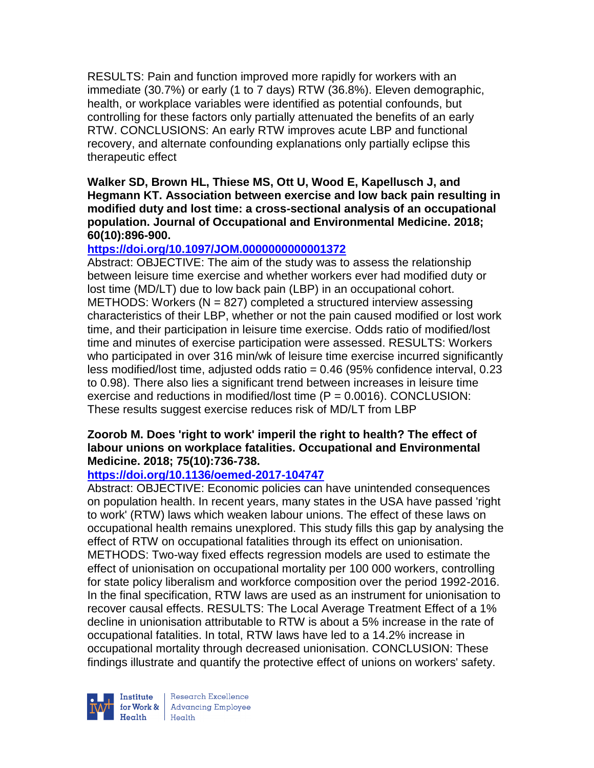RESULTS: Pain and function improved more rapidly for workers with an immediate (30.7%) or early (1 to 7 days) RTW (36.8%). Eleven demographic, health, or workplace variables were identified as potential confounds, but controlling for these factors only partially attenuated the benefits of an early RTW. CONCLUSIONS: An early RTW improves acute LBP and functional recovery, and alternate confounding explanations only partially eclipse this therapeutic effect

**Walker SD, Brown HL, Thiese MS, Ott U, Wood E, Kapellusch J, and Hegmann KT. Association between exercise and low back pain resulting in modified duty and lost time: a cross-sectional analysis of an occupational population. Journal of Occupational and Environmental Medicine. 2018; 60(10):896-900.**

**https://doi.org/10.1097/JOM.0000000000001372**

Abstract: OBJECTIVE: The aim of the study was to assess the relationship between leisure time exercise and whether workers ever had modified duty or lost time (MD/LT) due to low back pain (LBP) in an occupational cohort. METHODS: Workers (N = 827) completed a structured interview assessing characteristics of their LBP, whether or not the pain caused modified or lost work time, and their participation in leisure time exercise. Odds ratio of modified/lost time and minutes of exercise participation were assessed. RESULTS: Workers who participated in over 316 min/wk of leisure time exercise incurred significantly less modified/lost time, adjusted odds ratio = 0.46 (95% confidence interval, 0.23 to 0.98). There also lies a significant trend between increases in leisure time exercise and reductions in modified/lost time (P = 0.0016). CONCLUSION: These results suggest exercise reduces risk of MD/LT from LBP

**Zoorob M. Does 'right to work' imperil the right to health? The effect of labour unions on workplace fatalities. Occupational and Environmental Medicine. 2018; 75(10):736-738.**

**https://doi.org/10.1136/oemed-2017-104747**

Abstract: OBJECTIVE: Economic policies can have unintended consequences on population health. In recent years, many states in the USA have passed 'right to work' (RTW) laws which weaken labour unions. The effect of these laws on occupational health remains unexplored. This study fills this gap by analysing the effect of RTW on occupational fatalities through its effect on unionisation. METHODS: Two-way fixed effects regression models are used to estimate the effect of unionisation on occupational mortality per 100 000 workers, controlling for state policy liberalism and workforce composition over the period 1992-2016. In the final specification, RTW laws are used as an instrument for unionisation to recover causal effects. RESULTS: The Local Average Treatment Effect of a 1% decline in unionisation attributable to RTW is about a 5% increase in the rate of occupational fatalities. In total, RTW laws have led to a 14.2% increase in occupational mortality through decreased unionisation. CONCLUSION: These findings illustrate and quantify the protective effect of unions on workers' safety.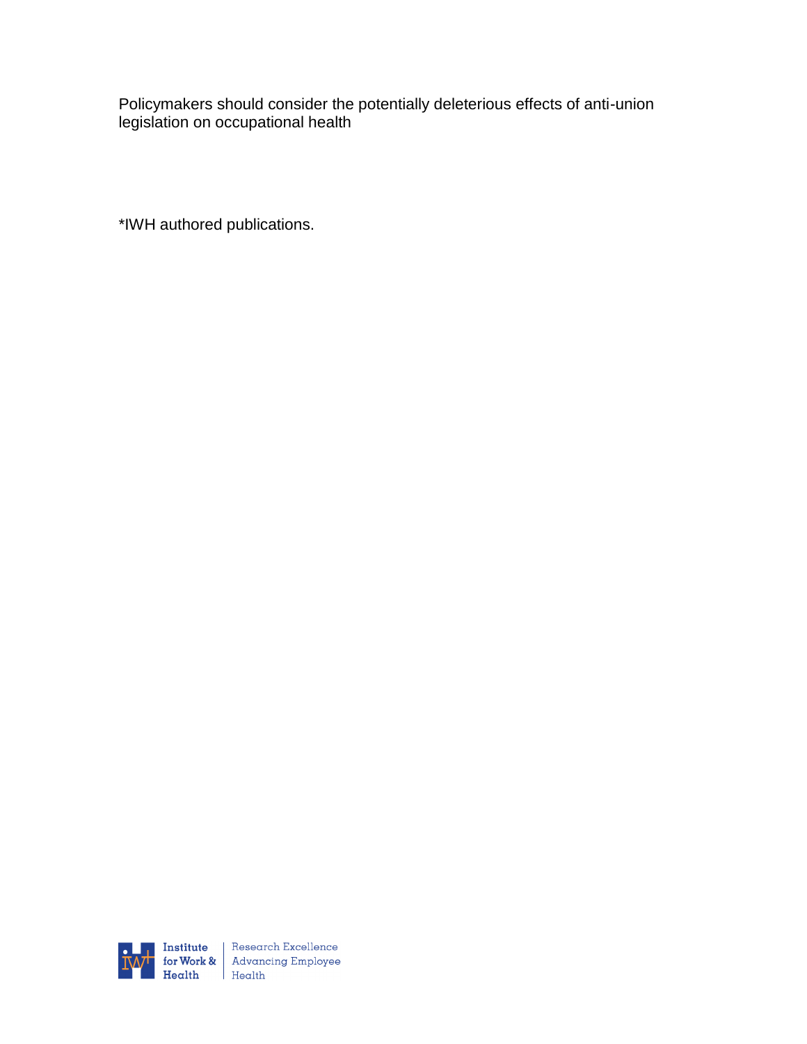Policymakers should consider the potentially deleterious effects of anti-union legislation on occupational health

*IWH authored publications.